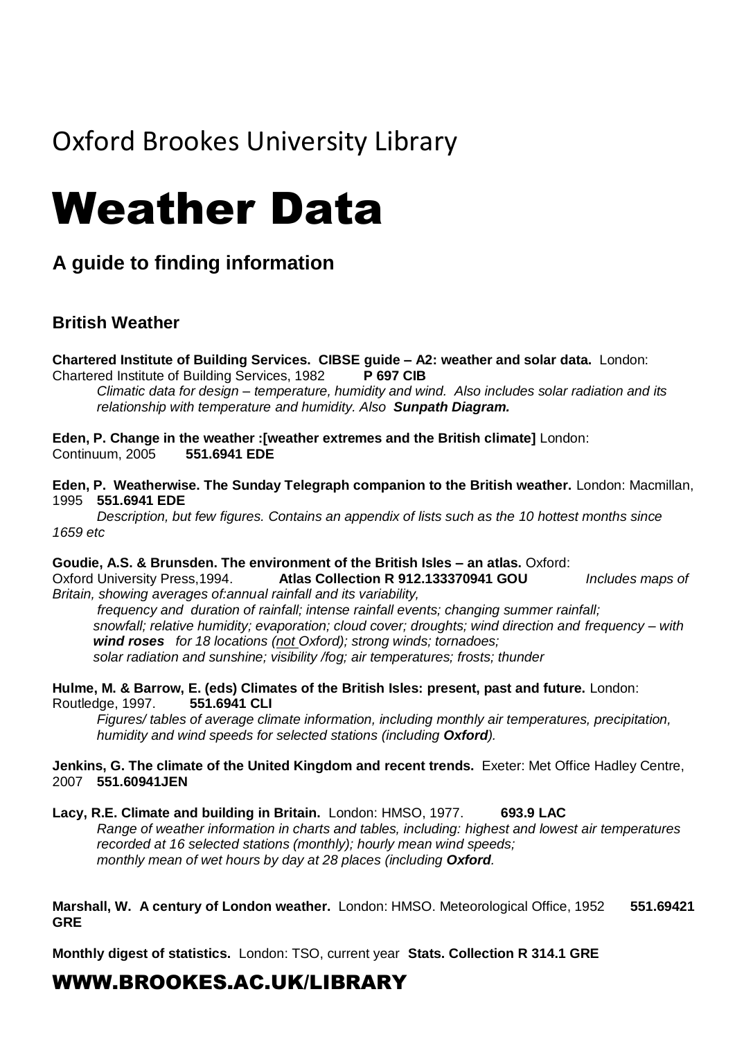Oxford Brookes University Library

# Weather Data

## A guide to finding information

### British Weather

**Chartered Institute of Building Services. CIBSE guide – A2: weather and solar data.** London: Chartered Institute of Building Services, 1982 **P 697 CIB**

*Climatic data for design – temperature, humidity and wind. Also includes solar radiation and its relationship with temperature and humidity. Also* ***Sunpath Diagram.***

**Eden, P. Change in the weather :[weather extremes and the British climate]** London: Continuum, 2005 **551.6941 EDE**

**Eden, P. Weatherwise. The Sunday Telegraph companion to the British weather.** London: Macmillan, 1995 **551.6941 EDE**

*Description, but few figures. Contains an appendix of lists such as the 10 hottest months since 1659 etc*

**Goudie, A.S. & Brunsden. The environment of the British Isles – an atlas.** Oxford: Oxford University Press,1994. **Atlas Collection R 912.133370941 GOU** *Includes maps of Britain, showing averages of:annual rainfall and its variability, frequency and duration of rainfall; intense rainfall events; changing summer rainfall; snowfall; relative humidity; evaporation; cloud cover; droughts; wind direction and frequency – with* ***wind roses*** *for 18 locations (not Oxford); strong winds; tornadoes; solar radiation and sunshine; visibility /fog; air temperatures; frosts; thunder*

**Hulme, M. & Barrow, E. (eds) Climates of the British Isles: present, past and future.** London: Routledge, 1997. **551.6941 CLI**

*Figures/ tables of average climate information, including monthly air temperatures, precipitation, humidity and wind speeds for selected stations (including* ***Oxford****).*

**Jenkins, G. The climate of the United Kingdom and recent trends.** Exeter: Met Office Hadley Centre, 2007 **551.60941JEN**

**Lacy, R.E. Climate and building in Britain.** London: HMSO, 1977. **693.9 LAC**

*Range of weather information in charts and tables, including: highest and lowest air temperatures recorded at 16 selected stations (monthly); hourly mean wind speeds; monthly mean of wet hours by day at 28 places (including* ***Oxford****.*

**Marshall, W. A century of London weather.** London: HMSO. Meteorological Office, 1952 **551.69421 GRE**

**Monthly digest of statistics.** London: TSO, current year **Stats. Collection R 314.1 GRE**

WWW.BROOKES.AC.UK/LIBRARY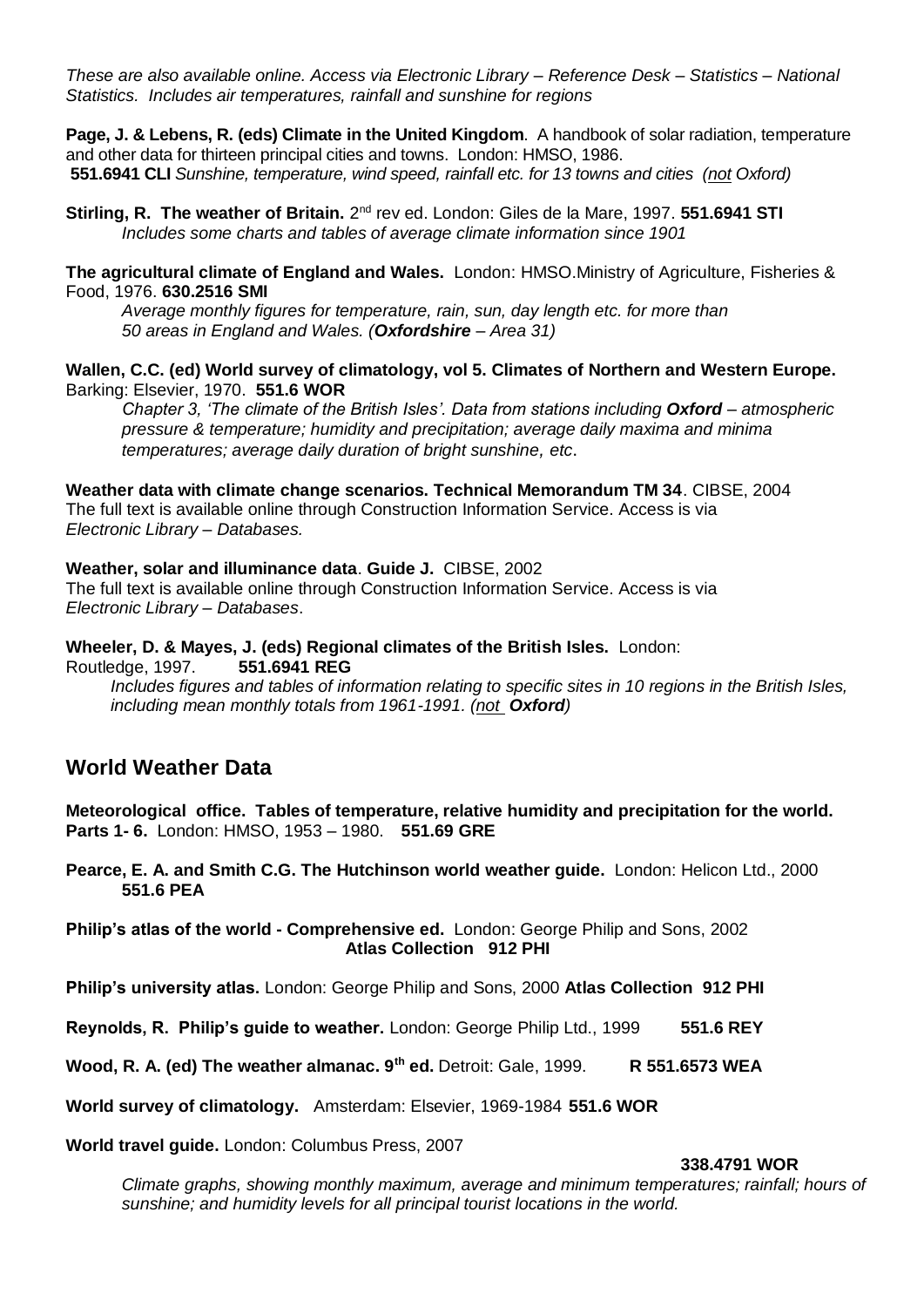*These are also available online. Access via Electronic Library – Reference Desk – Statistics – National Statistics. Includes air temperatures, rainfall and sunshine for regions*

**Page, J. & Lebens, R. (eds) Climate in the United Kingdom**. A handbook of solar radiation, temperature and other data for thirteen principal cities and towns. London: HMSO, 1986.
**551.6941 CLI** *Sunshine, temperature, wind speed, rainfall etc. for 13 towns and cities (not Oxford)*

**Stirling, R. The weather of Britain.** 2nd rev ed. London: Giles de la Mare, 1997. **551.6941 STI**
*Includes some charts and tables of average climate information since 1901*

**The agricultural climate of England and Wales.** London: HMSO.Ministry of Agriculture, Fisheries & Food, 1976. **630.2516 SMI**
*Average monthly figures for temperature, rain, sun, day length etc. for more than 50 areas in England and Wales. (**Oxfordshire** – Area 31)*

**Wallen, C.C. (ed) World survey of climatology, vol 5. Climates of Northern and Western Europe.** Barking: Elsevier, 1970. **551.6 WOR**
*Chapter 3, 'The climate of the British Isles'. Data from stations including **Oxford** – atmospheric pressure & temperature; humidity and precipitation; average daily maxima and minima temperatures; average daily duration of bright sunshine, etc*.

**Weather data with climate change scenarios. Technical Memorandum TM 34**. CIBSE, 2004
The full text is available online through Construction Information Service. Access is via *Electronic Library – Databases.*

**Weather, solar and illuminance data**. **Guide J.** CIBSE, 2002
The full text is available online through Construction Information Service. Access is via *Electronic Library – Databases*.

**Wheeler, D. & Mayes, J. (eds) Regional climates of the British Isles.** London: Routledge, 1997. **551.6941 REG**
*Includes figures and tables of information relating to specific sites in 10 regions in the British Isles, including mean monthly totals from 1961-1991. (not **Oxford**)*

## World Weather Data

**Meteorological office. Tables of temperature, relative humidity and precipitation for the world. Parts 1- 6.** London: HMSO, 1953 – 1980. **551.69 GRE**

**Pearce, E. A. and Smith C.G. The Hutchinson world weather guide.** London: Helicon Ltd., 2000 **551.6 PEA**

**Philip's atlas of the world - Comprehensive ed.** London: George Philip and Sons, 2002 **Atlas Collection 912 PHI**

**Philip's university atlas.** London: George Philip and Sons, 2000 **Atlas Collection 912 PHI**

**Reynolds, R. Philip's guide to weather.** London: George Philip Ltd., 1999 **551.6 REY**

**Wood, R. A. (ed) The weather almanac. 9th ed.** Detroit: Gale, 1999. **R 551.6573 WEA**

**World survey of climatology.** Amsterdam: Elsevier, 1969-1984 **551.6 WOR**

**World travel guide.** London: Columbus Press, 2007 **338.4791 WOR**
*Climate graphs, showing monthly maximum, average and minimum temperatures; rainfall; hours of sunshine; and humidity levels for all principal tourist locations in the world.*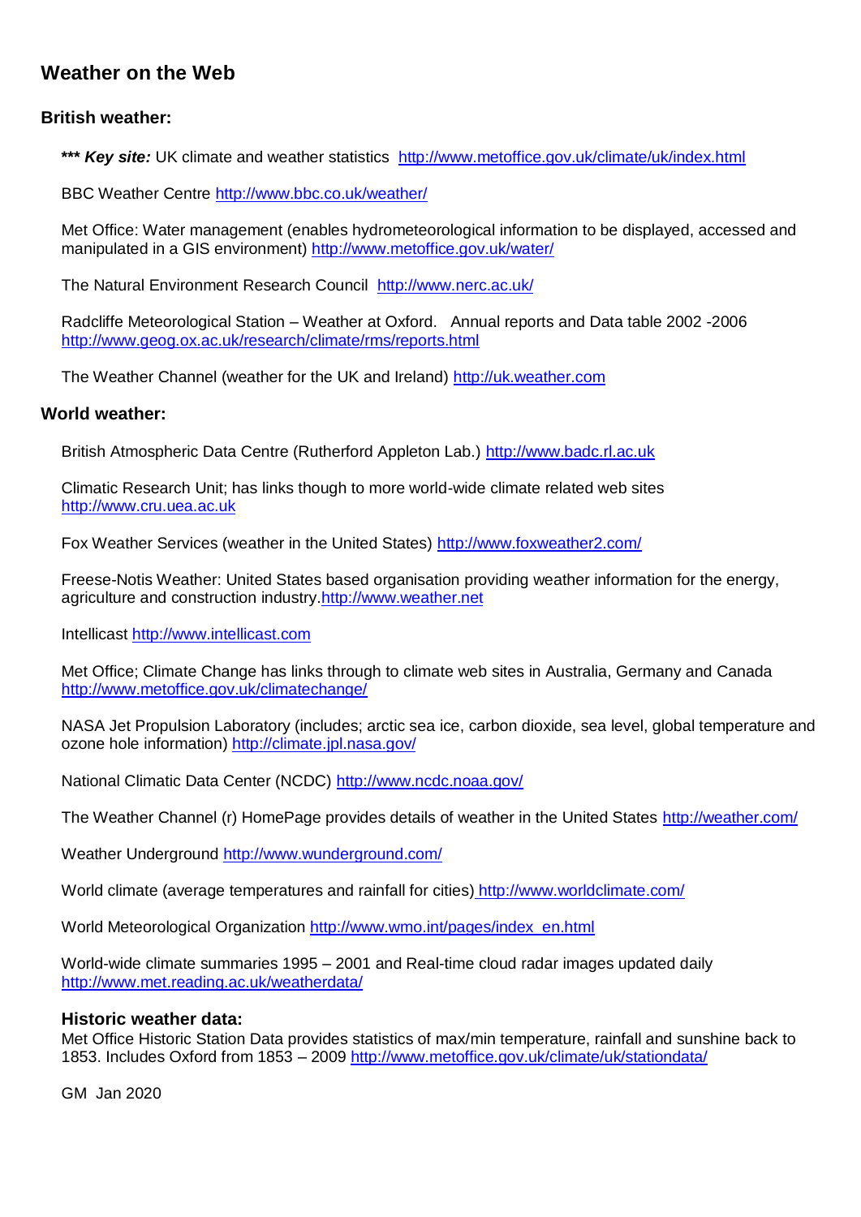## Weather on the Web

### British weather:

***** *Key site:*** UK climate and weather statistics http://www.metoffice.gov.uk/climate/uk/index.html

BBC Weather Centre http://www.bbc.co.uk/weather/

Met Office: Water management (enables hydrometeorological information to be displayed, accessed and manipulated in a GIS environment) http://www.metoffice.gov.uk/water/

The Natural Environment Research Council http://www.nerc.ac.uk/

Radcliffe Meteorological Station – Weather at Oxford. Annual reports and Data table 2002 -2006 http://www.geog.ox.ac.uk/research/climate/rms/reports.html

The Weather Channel (weather for the UK and Ireland) http://uk.weather.com

### World weather:

British Atmospheric Data Centre (Rutherford Appleton Lab.) http://www.badc.rl.ac.uk

Climatic Research Unit; has links though to more world-wide climate related web sites http://www.cru.uea.ac.uk

Fox Weather Services (weather in the United States) http://www.foxweather2.com/

Freese-Notis Weather: United States based organisation providing weather information for the energy, agriculture and construction industry.http://www.weather.net

Intellicast http://www.intellicast.com

Met Office; Climate Change has links through to climate web sites in Australia, Germany and Canada http://www.metoffice.gov.uk/climatechange/

NASA Jet Propulsion Laboratory (includes; arctic sea ice, carbon dioxide, sea level, global temperature and ozone hole information) http://climate.jpl.nasa.gov/

National Climatic Data Center (NCDC) http://www.ncdc.noaa.gov/

The Weather Channel (r) HomePage provides details of weather in the United States http://weather.com/

Weather Underground http://www.wunderground.com/

World climate (average temperatures and rainfall for cities) http://www.worldclimate.com/

World Meteorological Organization http://www.wmo.int/pages/index_en.html

World-wide climate summaries 1995 – 2001 and Real-time cloud radar images updated daily http://www.met.reading.ac.uk/weatherdata/

### Historic weather data:

Met Office Historic Station Data provides statistics of max/min temperature, rainfall and sunshine back to 1853. Includes Oxford from 1853 – 2009 http://www.metoffice.gov.uk/climate/uk/stationdata/

GM Jan 2020